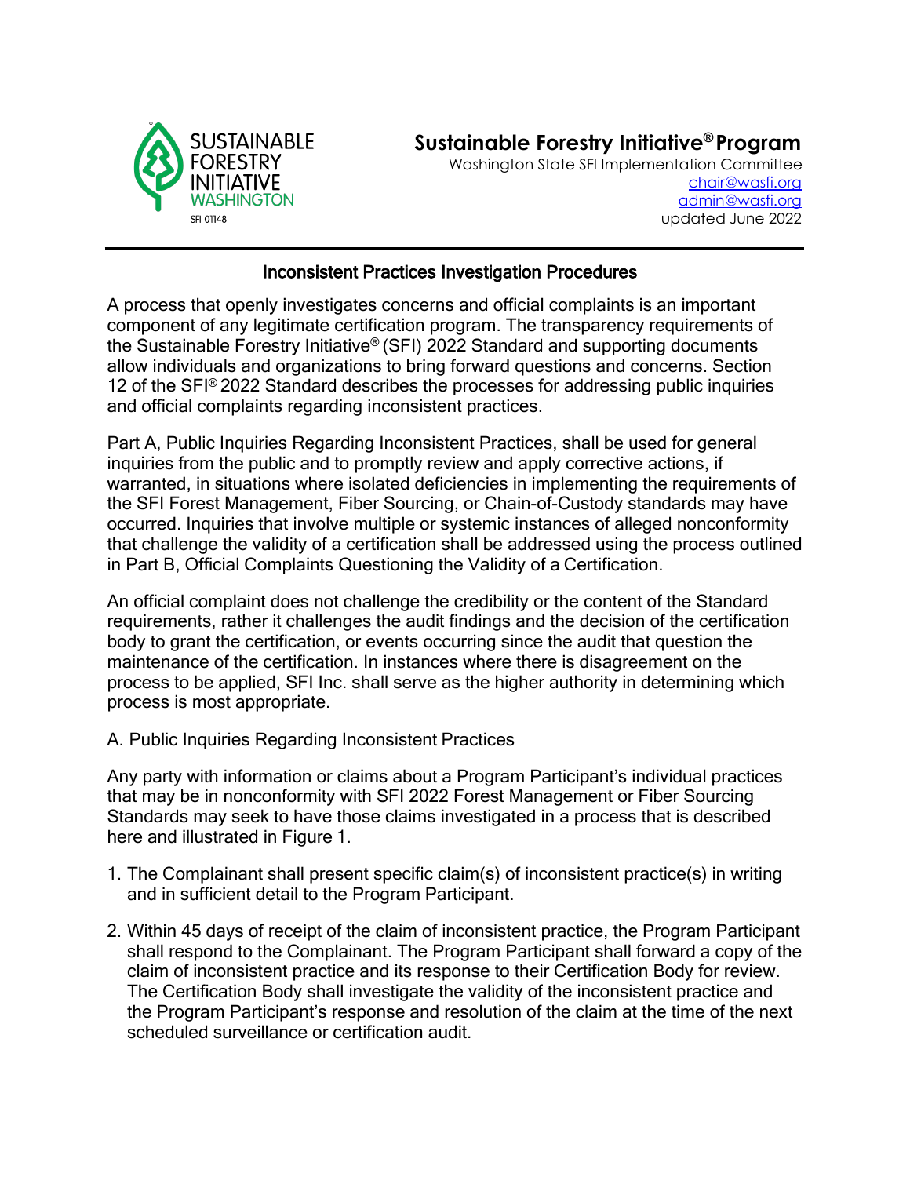SUSTAINABLE FORESTRY INITIATIVE WASHINGTON
SFI-01148

# Sustainable Forestry Initiative® Program

Washington State SFI Implementation Committee
chair@wasfi.org
admin@wasfi.org
updated June 2022

## Inconsistent Practices Investigation Procedures

A process that openly investigates concerns and official complaints is an important component of any legitimate certification program. The transparency requirements of the Sustainable Forestry Initiative® (SFI) 2022 Standard and supporting documents allow individuals and organizations to bring forward questions and concerns. Section 12 of the SFI® 2022 Standard describes the processes for addressing public inquiries and official complaints regarding inconsistent practices.

Part A, Public Inquiries Regarding Inconsistent Practices, shall be used for general inquiries from the public and to promptly review and apply corrective actions, if warranted, in situations where isolated deficiencies in implementing the requirements of the SFI Forest Management, Fiber Sourcing, or Chain-of-Custody standards may have occurred. Inquiries that involve multiple or systemic instances of alleged nonconformity that challenge the validity of a certification shall be addressed using the process outlined in Part B, Official Complaints Questioning the Validity of a Certification.

An official complaint does not challenge the credibility or the content of the Standard requirements, rather it challenges the audit findings and the decision of the certification body to grant the certification, or events occurring since the audit that question the maintenance of the certification. In instances where there is disagreement on the process to be applied, SFI Inc. shall serve as the higher authority in determining which process is most appropriate.

### A. Public Inquiries Regarding Inconsistent Practices

Any party with information or claims about a Program Participant's individual practices that may be in nonconformity with SFI 2022 Forest Management or Fiber Sourcing Standards may seek to have those claims investigated in a process that is described here and illustrated in Figure 1.

1. The Complainant shall present specific claim(s) of inconsistent practice(s) in writing and in sufficient detail to the Program Participant.
2. Within 45 days of receipt of the claim of inconsistent practice, the Program Participant shall respond to the Complainant. The Program Participant shall forward a copy of the claim of inconsistent practice and its response to their Certification Body for review. The Certification Body shall investigate the validity of the inconsistent practice and the Program Participant's response and resolution of the claim at the time of the next scheduled surveillance or certification audit.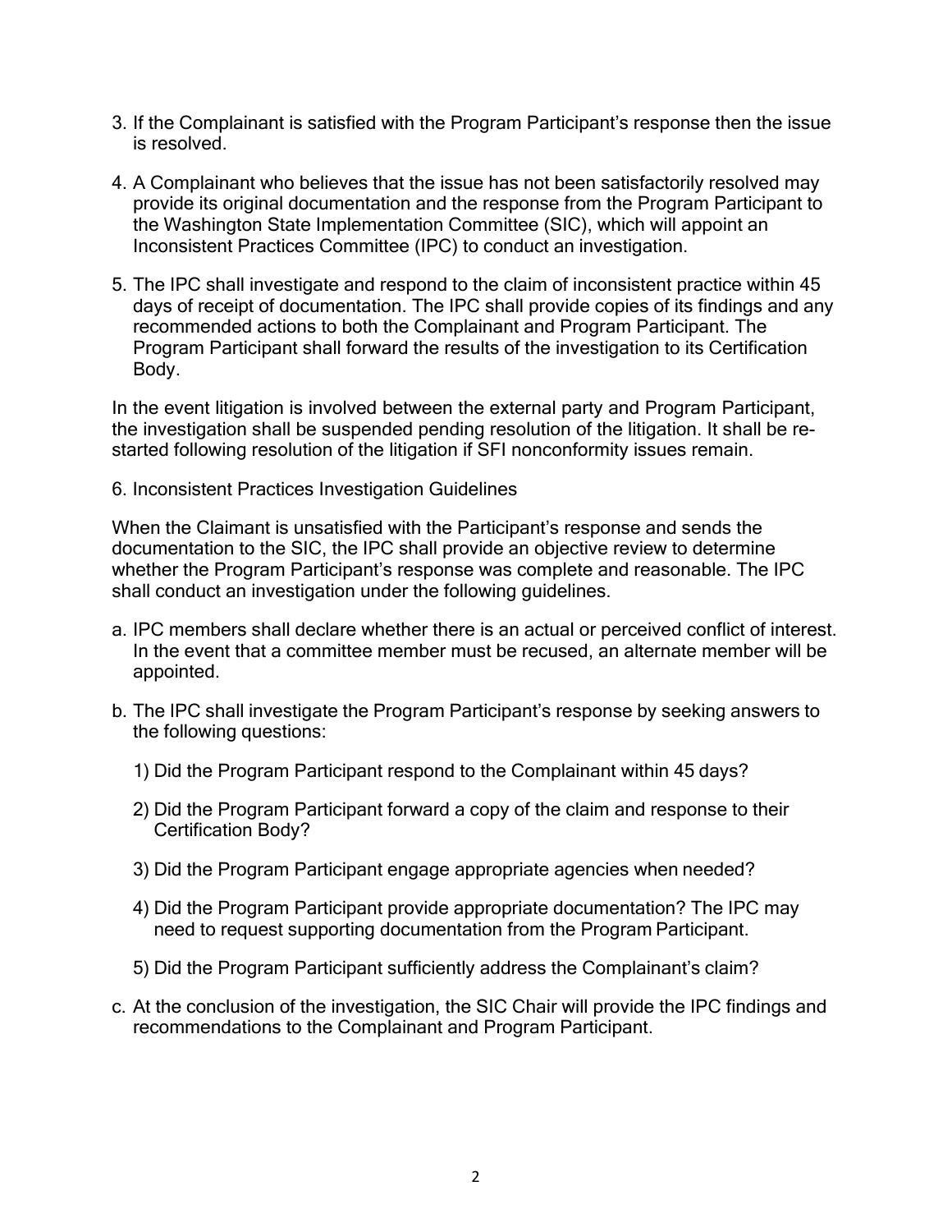3. If the Complainant is satisfied with the Program Participant's response then the issue is resolved.

4. A Complainant who believes that the issue has not been satisfactorily resolved may provide its original documentation and the response from the Program Participant to the Washington State Implementation Committee (SIC), which will appoint an Inconsistent Practices Committee (IPC) to conduct an investigation.

5. The IPC shall investigate and respond to the claim of inconsistent practice within 45 days of receipt of documentation. The IPC shall provide copies of its findings and any recommended actions to both the Complainant and Program Participant. The Program Participant shall forward the results of the investigation to its Certification Body.

In the event litigation is involved between the external party and Program Participant, the investigation shall be suspended pending resolution of the litigation. It shall be re-started following resolution of the litigation if SFI nonconformity issues remain.

6. Inconsistent Practices Investigation Guidelines

When the Claimant is unsatisfied with the Participant's response and sends the documentation to the SIC, the IPC shall provide an objective review to determine whether the Program Participant's response was complete and reasonable. The IPC shall conduct an investigation under the following guidelines.

a. IPC members shall declare whether there is an actual or perceived conflict of interest. In the event that a committee member must be recused, an alternate member will be appointed.

b. The IPC shall investigate the Program Participant's response by seeking answers to the following questions:

   1) Did the Program Participant respond to the Complainant within 45 days?

   2) Did the Program Participant forward a copy of the claim and response to their Certification Body?

   3) Did the Program Participant engage appropriate agencies when needed?

   4) Did the Program Participant provide appropriate documentation? The IPC may need to request supporting documentation from the Program Participant.

   5) Did the Program Participant sufficiently address the Complainant's claim?

c. At the conclusion of the investigation, the SIC Chair will provide the IPC findings and recommendations to the Complainant and Program Participant.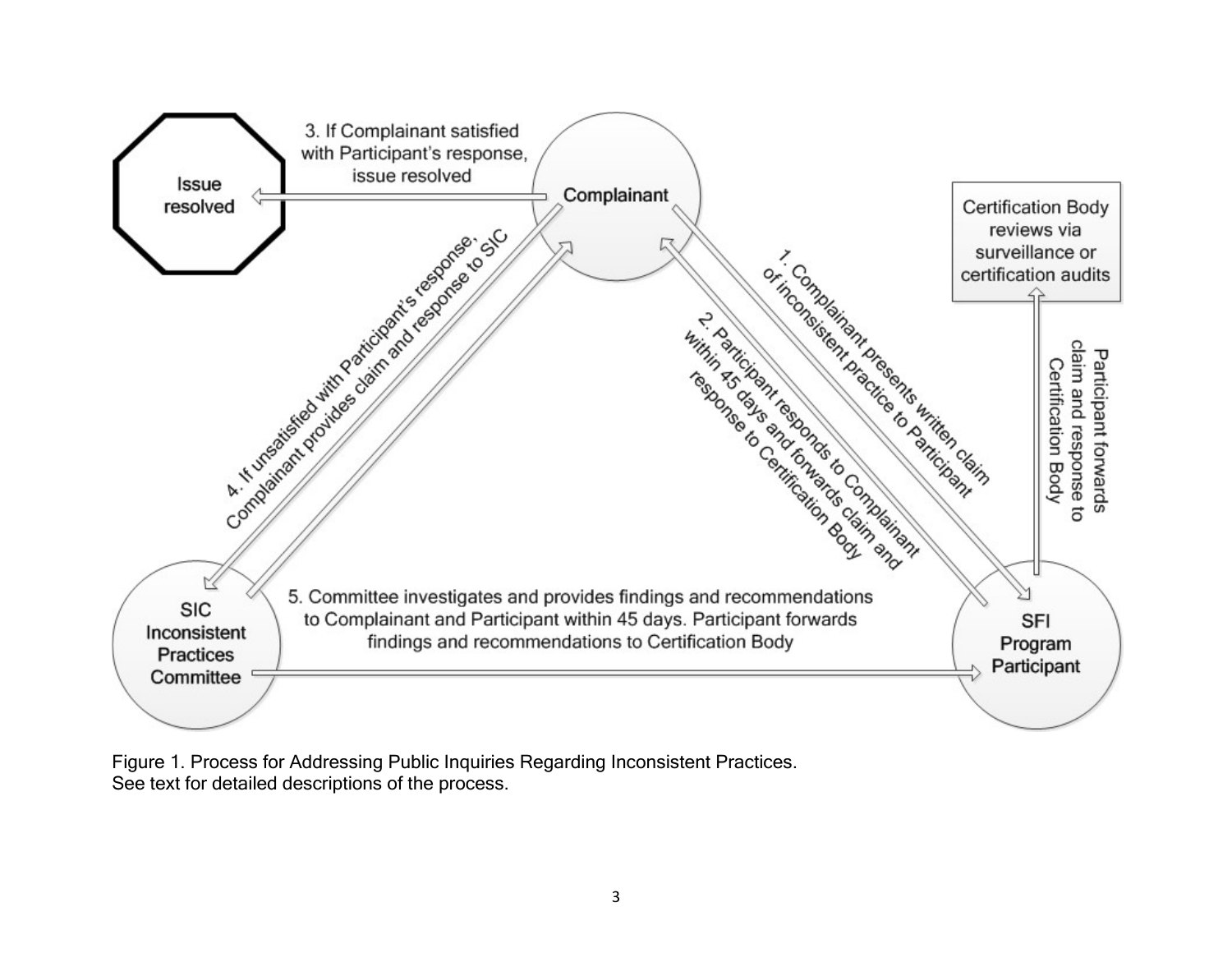3. If Complainant satisfied with Participant's response, issue resolved

Issue resolved

Complainant

Certification Body reviews via surveillance or certification audits

1. Complainant presents written claim of inconsistent practice to Participant

2. Participant responds to Complainant within 45 days and forwards claim and response to Certification Body

Participant forwards claim and response to Certification Body

4. If unsatisfied with Participant's response, Complainant provides claim and response to SIC

5. Committee investigates and provides findings and recommendations to Complainant and Participant within 45 days. Participant forwards findings and recommendations to Certification Body

SIC Inconsistent Practices Committee

SFI Program Participant

Figure 1. Process for Addressing Public Inquiries Regarding Inconsistent Practices.
See text for detailed descriptions of the process.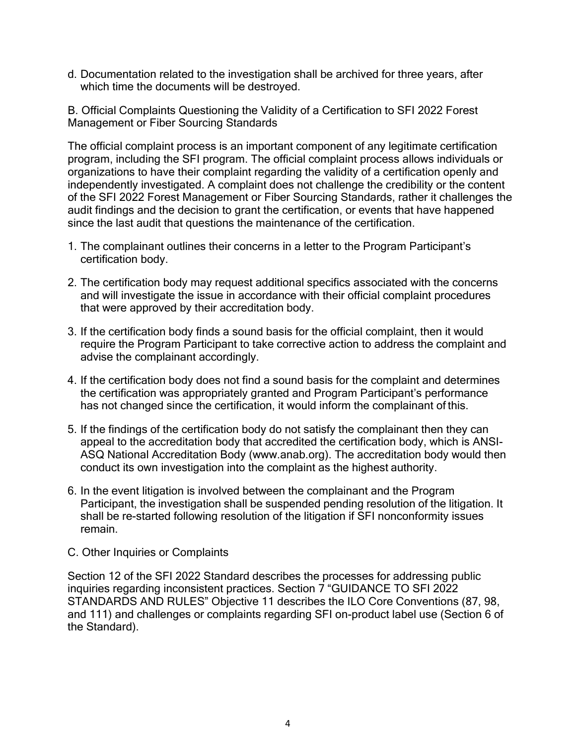d. Documentation related to the investigation shall be archived for three years, after which time the documents will be destroyed.

B. Official Complaints Questioning the Validity of a Certification to SFI 2022 Forest Management or Fiber Sourcing Standards

The official complaint process is an important component of any legitimate certification program, including the SFI program. The official complaint process allows individuals or organizations to have their complaint regarding the validity of a certification openly and independently investigated. A complaint does not challenge the credibility or the content of the SFI 2022 Forest Management or Fiber Sourcing Standards, rather it challenges the audit findings and the decision to grant the certification, or events that have happened since the last audit that questions the maintenance of the certification.

1. The complainant outlines their concerns in a letter to the Program Participant's certification body.

2. The certification body may request additional specifics associated with the concerns and will investigate the issue in accordance with their official complaint procedures that were approved by their accreditation body.

3. If the certification body finds a sound basis for the official complaint, then it would require the Program Participant to take corrective action to address the complaint and advise the complainant accordingly.

4. If the certification body does not find a sound basis for the complaint and determines the certification was appropriately granted and Program Participant's performance has not changed since the certification, it would inform the complainant of this.

5. If the findings of the certification body do not satisfy the complainant then they can appeal to the accreditation body that accredited the certification body, which is ANSI-ASQ National Accreditation Body (www.anab.org). The accreditation body would then conduct its own investigation into the complaint as the highest authority.

6. In the event litigation is involved between the complainant and the Program Participant, the investigation shall be suspended pending resolution of the litigation. It shall be re-started following resolution of the litigation if SFI nonconformity issues remain.

C. Other Inquiries or Complaints

Section 12 of the SFI 2022 Standard describes the processes for addressing public inquiries regarding inconsistent practices. Section 7 "GUIDANCE TO SFI 2022 STANDARDS AND RULES" Objective 11 describes the ILO Core Conventions (87, 98, and 111) and challenges or complaints regarding SFI on-product label use (Section 6 of the Standard).